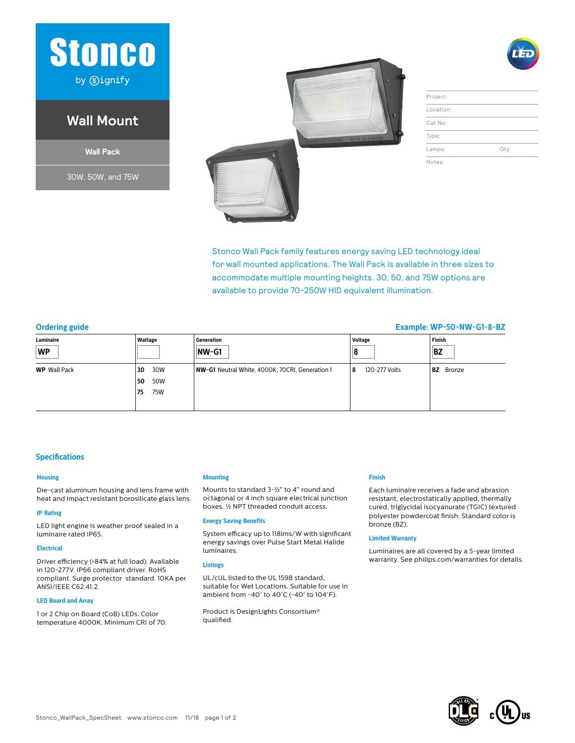# Stonco

by signify

## Wall Mount

### Wall Pack

30W, 50W, and 75W

| Project: | |
|---|---|
| Location: | |
| Cat.No: | |
| Type: | |
| Lamps: | Qty: |
| Notes: | |

Stonco Wall Pack family features energy saving LED technology ideal for wall mounted applications. The Wall Pack is available in three sizes to accommodate multiple mounting heights. 30, 50, and 75W options are available to provide 70-250W HID equivalent illumination.

## Ordering guide

**Example: WP-50-NW-G1-8-BZ**

| Luminaire | Wattage | Generation | Voltage | Finish |
|---|---|---|---|---|
| WP | | NW-G1 | 8 | BZ |
| **WP** Wall Pack | **30** 30W<br>**50** 50W<br>**75** 75W | **NW-G1** Neutral White, 4000K, 70CRI, Generation 1 | **8** 120-277 Volts | **BZ** Bronze |

## Specifications

### Housing

Die-cast aluminum housing and lens frame with heat and impact resistant borosilicate glass lens.

### IP Rating

LED light engine is weather proof sealed in a luminaire rated IP65.

### Electrical

Driver efficiency (>84% at full load). Available in 120-277V. IP66 compliant driver. RoHS compliant. Surge protector standard. 10KA per ANSI/IEEE C62.41.2.

### LED Board and Array

1 or 2 Chip on Board (CoB) LEDs. Color temperature 4000K. Minimum CRI of 70.

### Mounting

Mounts to standard 3-½" to 4" round and octagonal or 4 inch square electrical junction boxes. ½ NPT threaded conduit access.

### Energy Saving Benefits

System efficacy up to 118lms/W with significant energy savings over Pulse Start Metal Halide luminaires.

### Listings

UL/cUL listed to the UL 1598 standard, suitable for Wet Locations. Suitable for use in ambient from -40° to 40°C (-40° to 104°F).

Product is DesignLights Consortium® qualified.

### Finish

Each luminaire receives a fade and abrasion resistant, electrostatically applied, thermally cured, triglycidal isocyanurate (TGIC) textured polyester powdercoat finish. Standard color is bronze (BZ).

### Limited Warranty

Luminaires are all covered by a 5-year limited warranty. See philips.com/warranties for details.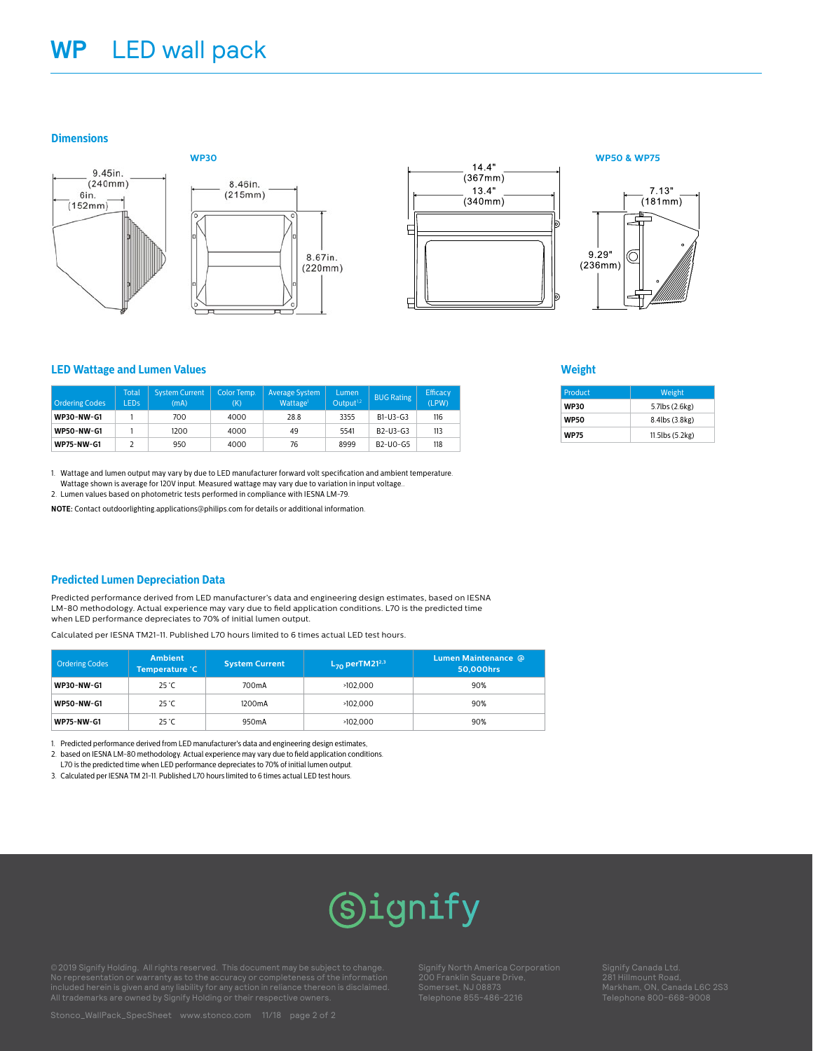# WP LED wall pack

## Dimensions

WP30

9.45in. (240mm)
6in. (152mm)
8.46in. (215mm)
8.67in. (220mm)

WP50 & WP75

14.4" (367mm)
13.4" (340mm)
7.13" (181mm)
9.29" (236mm)

## LED Wattage and Lumen Values

| Ordering Codes | Total LEDs | System Current (mA) | Color Temp. (K) | Average System Wattage[1] | Lumen Output[1,2] | BUG Rating | Efficacy (LPW) |
|---|---|---|---|---|---|---|---|
| **WP30-NW-G1** | 1 | 700 | 4000 | 28.8 | 3355 | B1-U3-G3 | 116 |
| **WP50-NW-G1** | 1 | 1200 | 4000 | 49 | 5541 | B2-U3-G3 | 113 |
| **WP75-NW-G1** | 2 | 950 | 4000 | 76 | 8999 | B2-U0-G5 | 118 |

1. Wattage and lumen output may vary by due to LED manufacturer forward volt specification and ambient temperature. Wattage shown is average for 120V input. Measured wattage may vary due to variation in input voltage..
2. Lumen values based on photometric tests performed in compliance with IESNA LM-79.

**NOTE:** Contact outdoorlighting.applications@philips.com for details or additional information.

## Weight

| Product | Weight |
|---|---|
| **WP30** | 5.7lbs (2.6kg) |
| **WP50** | 8.4lbs (3.8kg) |
| **WP75** | 11.5lbs (5.2kg) |

## Predicted Lumen Depreciation Data

Predicted performance derived from LED manufacturer's data and engineering design estimates, based on IESNA LM-80 methodology. Actual experience may vary due to field application conditions. L70 is the predicted time when LED performance depreciates to 70% of initial lumen output.

Calculated per IESNA TM21-11. Published L70 hours limited to 6 times actual LED test hours.

| Ordering Codes | Ambient Temperature °C | System Current | $L_{70}$ perTM21[2,3] | Lumen Maintenance @ 50,000hrs |
|---|---|---|---|---|
| **WP30-NW-G1** | 25 °C | 700mA | >102,000 | 90% |
| **WP50-NW-G1** | 25 °C | 1200mA | >102,000 | 90% |
| **WP75-NW-G1** | 25 °C | 950mA | >102,000 | 90% |

1. Predicted performance derived from LED manufacturer's data and engineering design estimates,
2. based on IESNA LM-80 methodology. Actual experience may vary due to field application conditions. L70 is the predicted time when LED performance depreciates to 70% of initial lumen output.
3. Calculated per IESNA TM 21-11. Published L70 hours limited to 6 times actual LED test hours.

signify

© 2019 Signify Holding. All rights reserved. This document may be subject to change. No representation or warranty as to the accuracy or completeness of the information included herein is given and any liability for any action in reliance thereon is disclaimed. All trademarks are owned by Signify Holding or their respective owners.

Signify North America Corporation
200 Franklin Square Drive,
Somerset, NJ 08873
Telephone 855-486-2216

Signify Canada Ltd.
281 Hillmount Road,
Markham, ON, Canada L6C 2S3
Telephone 800-668-9008

Stonco_WallPack_SpecSheet www.stonco.com 11/18